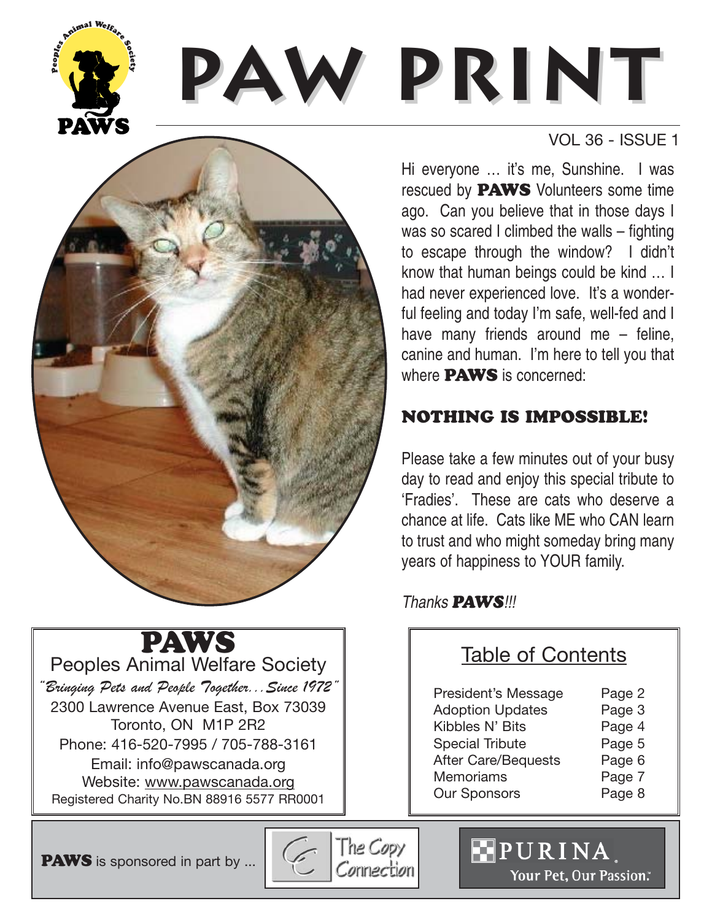# PAW PRINT

VOL 36 - ISSUE 1

Hi everyone … it's me, Sunshine. I was rescued by **PAWS** Volunteers some time ago. Can you believe that in those days I was so scared I climbed the walls – fighting to escape through the window? I didn't know that human beings could be kind … I had never experienced love. It's a wonderful feeling and today I'm safe, well-fed and I have many friends around me – feline, canine and human. I'm here to tell you that where **PAWS** is concerned:

## NOTHING IS IMPOSSIBLE!

Please take a few minutes out of your busy day to read and enjoy this special tribute to 'Fradies'. These are cats who deserve a chance at life. Cats like ME who CAN learn to trust and who might someday bring many years of happiness to YOUR family.

*Thanks **PAWS**!!!*

**PAWS**
Peoples Animal Welfare Society
*"Bringing Pets and People Together…Since 1972"*
2300 Lawrence Avenue East, Box 73039
Toronto, ON M1P 2R2
Phone: 416-520-7995 / 705-788-3161
Email: info@pawscanada.org
Website: www.pawscanada.org
Registered Charity No.BN 88916 5577 RR0001

## Table of Contents

| | |
|---|---|
| President's Message | Page 2 |
| Adoption Updates | Page 3 |
| Kibbles N' Bits | Page 4 |
| Special Tribute | Page 5 |
| After Care/Bequests | Page 6 |
| Memoriams | Page 7 |
| Our Sponsors | Page 8 |

**PAWS** is sponsored in part by … The Copy Connection, PURINA Your Pet, Our Passion.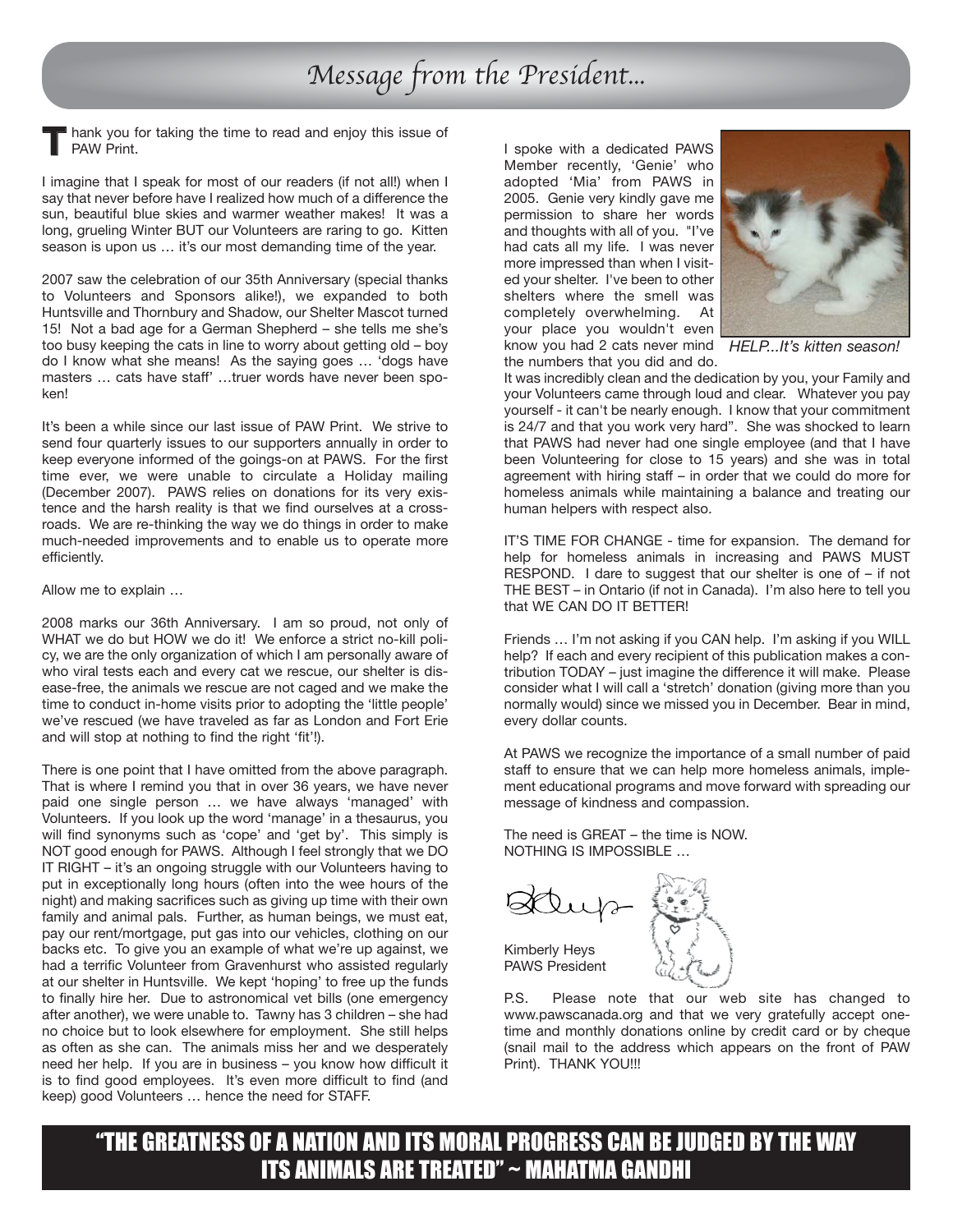# *Message from the President...*

Thank you for taking the time to read and enjoy this issue of PAW Print.

I imagine that I speak for most of our readers (if not all!) when I say that never before have I realized how much of a difference the sun, beautiful blue skies and warmer weather makes! It was a long, grueling Winter BUT our Volunteers are raring to go. Kitten season is upon us … it's our most demanding time of the year.

2007 saw the celebration of our 35th Anniversary (special thanks to Volunteers and Sponsors alike!), we expanded to both Huntsville and Thornbury and Shadow, our Shelter Mascot turned 15! Not a bad age for a German Shepherd – she tells me she's too busy keeping the cats in line to worry about getting old – boy do I know what she means! As the saying goes … 'dogs have masters … cats have staff' …truer words have never been spoken!

It's been a while since our last issue of PAW Print. We strive to send four quarterly issues to our supporters annually in order to keep everyone informed of the goings-on at PAWS. For the first time ever, we were unable to circulate a Holiday mailing (December 2007). PAWS relies on donations for its very existence and the harsh reality is that we find ourselves at a crossroads. We are re-thinking the way we do things in order to make much-needed improvements and to enable us to operate more efficiently.

Allow me to explain …

2008 marks our 36th Anniversary. I am so proud, not only of WHAT we do but HOW we do it! We enforce a strict no-kill policy, we are the only organization of which I am personally aware of who viral tests each and every cat we rescue, our shelter is disease-free, the animals we rescue are not caged and we make the time to conduct in-home visits prior to adopting the 'little people' we've rescued (we have traveled as far as London and Fort Erie and will stop at nothing to find the right 'fit'!).

There is one point that I have omitted from the above paragraph. That is where I remind you that in over 36 years, we have never paid one single person … we have always 'managed' with Volunteers. If you look up the word 'manage' in a thesaurus, you will find synonyms such as 'cope' and 'get by'. This simply is NOT good enough for PAWS. Although I feel strongly that we DO IT RIGHT – it's an ongoing struggle with our Volunteers having to put in exceptionally long hours (often into the wee hours of the night) and making sacrifices such as giving up time with their own family and animal pals. Further, as human beings, we must eat, pay our rent/mortgage, put gas into our vehicles, clothing on our backs etc. To give you an example of what we're up against, we had a terrific Volunteer from Gravenhurst who assisted regularly at our shelter in Huntsville. We kept 'hoping' to free up the funds to finally hire her. Due to astronomical vet bills (one emergency after another), we were unable to. Tawny has 3 children – she had no choice but to look elsewhere for employment. She still helps as often as she can. The animals miss her and we desperately need her help. If you are in business – you know how difficult it is to find good employees. It's even more difficult to find (and keep) good Volunteers … hence the need for STAFF.

I spoke with a dedicated PAWS Member recently, 'Genie' who adopted 'Mia' from PAWS in 2005. Genie very kindly gave me permission to share her words and thoughts with all of you. "I've had cats all my life. I was never more impressed than when I visited your shelter. I've been to other shelters where the smell was completely overwhelming. At your place you wouldn't even know you had 2 cats never mind the numbers that you did and do. It was incredibly clean and the dedication by you, your Family and your Volunteers came through loud and clear. Whatever you pay yourself - it can't be nearly enough. I know that your commitment is 24/7 and that you work very hard". She was shocked to learn that PAWS had never had one single employee (and that I have been Volunteering for close to 15 years) and she was in total agreement with hiring staff – in order that we could do more for homeless animals while maintaining a balance and treating our human helpers with respect also.

*HELP...It's kitten season!*

IT'S TIME FOR CHANGE - time for expansion. The demand for help for homeless animals in increasing and PAWS MUST RESPOND. I dare to suggest that our shelter is one of – if not THE BEST – in Ontario (if not in Canada). I'm also here to tell you that WE CAN DO IT BETTER!

Friends … I'm not asking if you CAN help. I'm asking if you WILL help? If each and every recipient of this publication makes a contribution TODAY – just imagine the difference it will make. Please consider what I will call a 'stretch' donation (giving more than you normally would) since we missed you in December. Bear in mind, every dollar counts.

At PAWS we recognize the importance of a small number of paid staff to ensure that we can help more homeless animals, implement educational programs and move forward with spreading our message of kindness and compassion.

The need is GREAT – the time is NOW.
NOTHING IS IMPOSSIBLE …

Kimberly Heys
PAWS President

P.S. Please note that our web site has changed to www.pawscanada.org and that we very gratefully accept one-time and monthly donations online by credit card or by cheque (snail mail to the address which appears on the front of PAW Print). THANK YOU!!!

**"THE GREATNESS OF A NATION AND ITS MORAL PROGRESS CAN BE JUDGED BY THE WAY ITS ANIMALS ARE TREATED" ~ MAHATMA GANDHI**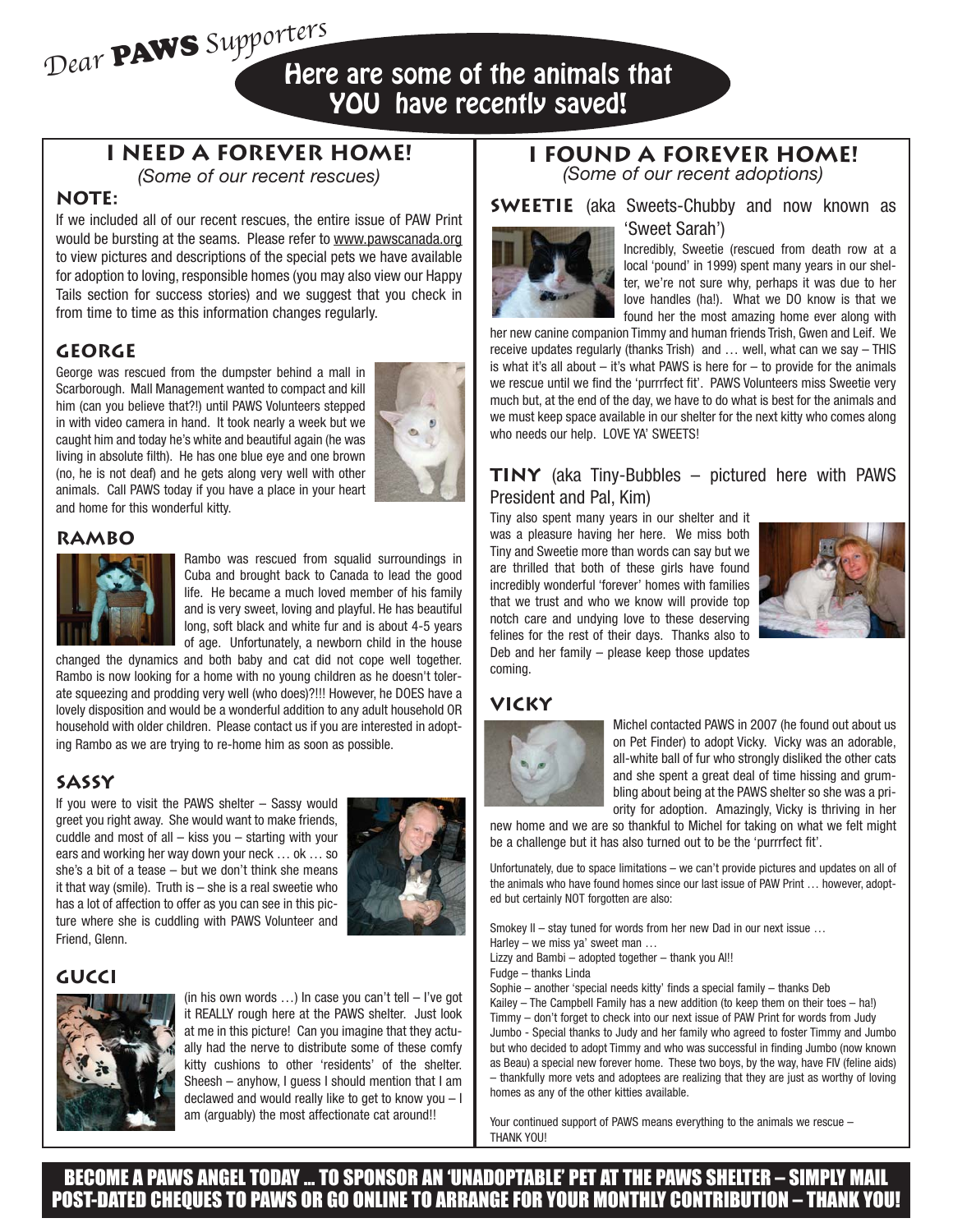*Dear* **PAWS** *Supporters*

# Here are some of the animals that YOU have recently saved!

## I NEED A FOREVER HOME!

*(Some of our recent rescues)*

### NOTE:

If we included all of our recent rescues, the entire issue of PAW Print would be bursting at the seams. Please refer to www.pawscanada.org to view pictures and descriptions of the special pets we have available for adoption to loving, responsible homes (you may also view our Happy Tails section for success stories) and we suggest that you check in from time to time as this information changes regularly.

### GEORGE

George was rescued from the dumpster behind a mall in Scarborough. Mall Management wanted to compact and kill him (can you believe that?!) until PAWS Volunteers stepped in with video camera in hand. It took nearly a week but we caught him and today he's white and beautiful again (he was living in absolute filth). He has one blue eye and one brown (no, he is not deaf) and he gets along very well with other animals. Call PAWS today if you have a place in your heart and home for this wonderful kitty.

### RAMBO

Rambo was rescued from squalid surroundings in Cuba and brought back to Canada to lead the good life. He became a much loved member of his family and is very sweet, loving and playful. He has beautiful long, soft black and white fur and is about 4-5 years of age. Unfortunately, a newborn child in the house changed the dynamics and both baby and cat did not cope well together. Rambo is now looking for a home with no young children as he doesn't tolerate squeezing and prodding very well (who does)?!!! However, he DOES have a lovely disposition and would be a wonderful addition to any adult household OR household with older children. Please contact us if you are interested in adopting Rambo as we are trying to re-home him as soon as possible.

### SASSY

If you were to visit the PAWS shelter – Sassy would greet you right away. She would want to make friends, cuddle and most of all – kiss you – starting with your ears and working her way down your neck … ok … so she's a bit of a tease – but we don't think she means it that way (smile). Truth is – she is a real sweetie who has a lot of affection to offer as you can see in this picture where she is cuddling with PAWS Volunteer and Friend, Glenn.

### GUCCI

(in his own words …) In case you can't tell – I've got it REALLY rough here at the PAWS shelter. Just look at me in this picture! Can you imagine that they actually had the nerve to distribute some of these comfy kitty cushions to other 'residents' of the shelter. Sheesh – anyhow, I guess I should mention that I am declawed and would really like to get to know you – I am (arguably) the most affectionate cat around!!

## I FOUND A FOREVER HOME!

*(Some of our recent adoptions)*

### SWEETIE (aka Sweets-Chubby and now known as 'Sweet Sarah')

Incredibly, Sweetie (rescued from death row at a local 'pound' in 1999) spent many years in our shelter, we're not sure why, perhaps it was due to her love handles (ha!). What we DO know is that we found her the most amazing home ever along with her new canine companion Timmy and human friends Trish, Gwen and Leif. We receive updates regularly (thanks Trish) and … well, what can we say – THIS is what it's all about – it's what PAWS is here for – to provide for the animals we rescue until we find the 'purrrfect fit'. PAWS Volunteers miss Sweetie very much but, at the end of the day, we have to do what is best for the animals and we must keep space available in our shelter for the next kitty who comes along who needs our help. LOVE YA' SWEETS!

### TINY (aka Tiny-Bubbles – pictured here with PAWS President and Pal, Kim)

Tiny also spent many years in our shelter and it was a pleasure having her here. We miss both Tiny and Sweetie more than words can say but we are thrilled that both of these girls have found incredibly wonderful 'forever' homes with families that we trust and who we know will provide top notch care and undying love to these deserving felines for the rest of their days. Thanks also to Deb and her family – please keep those updates coming.

### VICKY

Michel contacted PAWS in 2007 (he found out about us on Pet Finder) to adopt Vicky. Vicky was an adorable, all-white ball of fur who strongly disliked the other cats and she spent a great deal of time hissing and grumbling about being at the PAWS shelter so she was a priority for adoption. Amazingly, Vicky is thriving in her new home and we are so thankful to Michel for taking on what we felt might be a challenge but it has also turned out to be the 'purrrfect fit'.

Unfortunately, due to space limitations – we can't provide pictures and updates on all of the animals who have found homes since our last issue of PAW Print … however, adopted but certainly NOT forgotten are also:

Smokey II – stay tuned for words from her new Dad in our next issue …
Harley – we miss ya' sweet man …
Lizzy and Bambi – adopted together – thank you Al!!
Fudge – thanks Linda
Sophie – another 'special needs kitty' finds a special family – thanks Deb
Kailey – The Campbell Family has a new addition (to keep them on their toes – ha!)
Timmy – don't forget to check into our next issue of PAW Print for words from Judy
Jumbo - Special thanks to Judy and her family who agreed to foster Timmy and Jumbo but who decided to adopt Timmy and who was successful in finding Jumbo (now known as Beau) a special new forever home. These two boys, by the way, have FIV (feline aids) – thankfully more vets and adoptees are realizing that they are just as worthy of loving homes as any of the other kitties available.

Your continued support of PAWS means everything to the animals we rescue – THANK YOU!

**BECOME A PAWS ANGEL TODAY … TO SPONSOR AN 'UNADOPTABLE' PET AT THE PAWS SHELTER – SIMPLY MAIL POST-DATED CHEQUES TO PAWS OR GO ONLINE TO ARRANGE FOR YOUR MONTHLY CONTRIBUTION – THANK YOU!**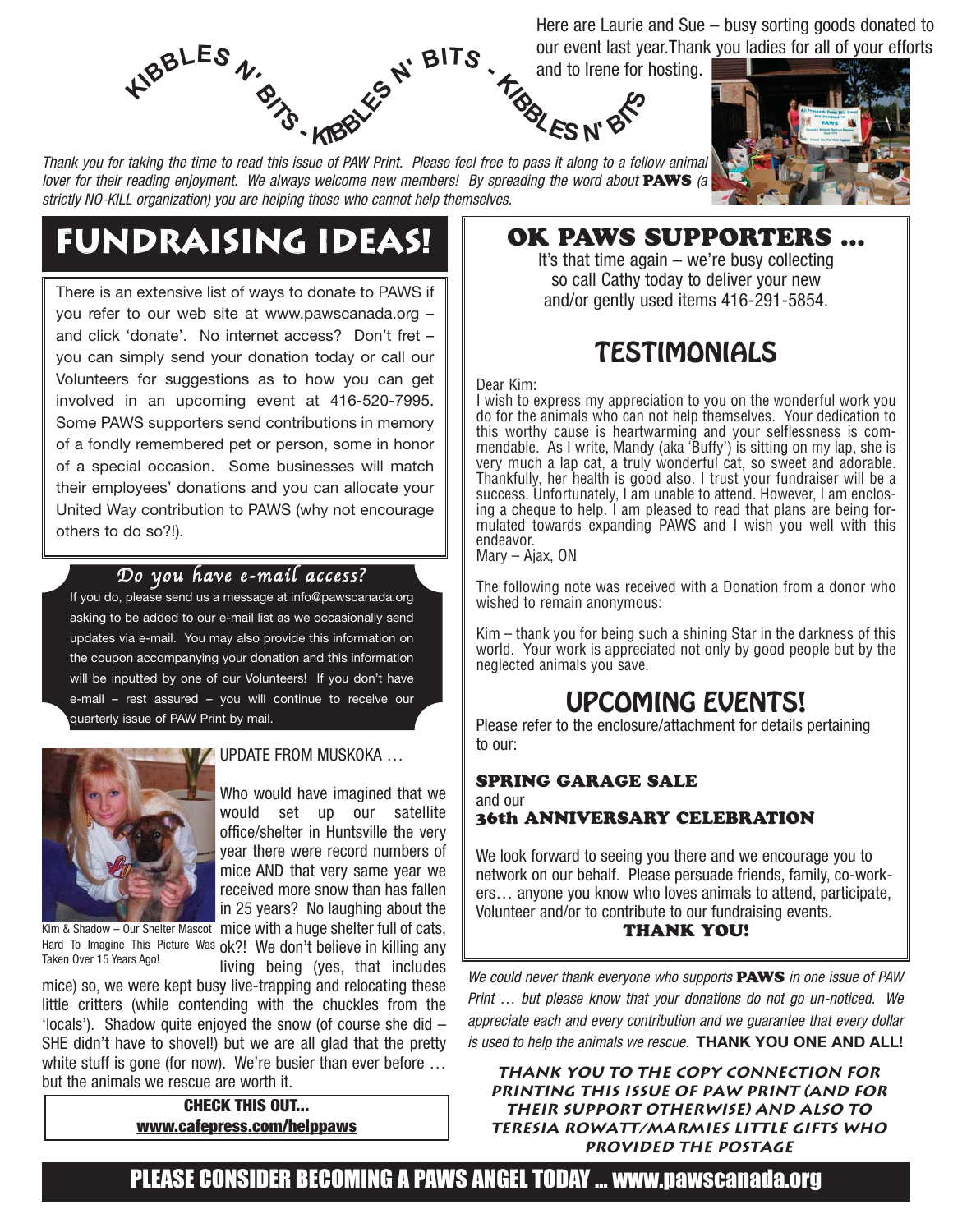KIBBLES N' BITS - KIBBLES N' BITS - KIBBLES N' BITS

Here are Laurie and Sue – busy sorting goods donated to our event last year.Thank you ladies for all of your efforts and to Irene for hosting.

*Thank you for taking the time to read this issue of PAW Print. Please feel free to pass it along to a fellow animal lover for their reading enjoyment. We always welcome new members! By spreading the word about* **PAWS** *(a strictly NO-KILL organization) you are helping those who cannot help themselves.*

# FUNDRAISING IDEAS!

There is an extensive list of ways to donate to PAWS if you refer to our web site at www.pawscanada.org – and click 'donate'. No internet access? Don't fret – you can simply send your donation today or call our Volunteers for suggestions as to how you can get involved in an upcoming event at 416-520-7995. Some PAWS supporters send contributions in memory of a fondly remembered pet or person, some in honor of a special occasion. Some businesses will match their employees' donations and you can allocate your United Way contribution to PAWS (why not encourage others to do so?!).

## *Do you have e-mail access?*

If you do, please send us a message at info@pawscanada.org asking to be added to our e-mail list as we occasionally send updates via e-mail. You may also provide this information on the coupon accompanying your donation and this information will be inputted by one of our Volunteers! If you don't have e-mail – rest assured – you will continue to receive our quarterly issue of PAW Print by mail.

Kim & Shadow – Our Shelter Mascot Hard To Imagine This Picture Was Taken Over 15 Years Ago!

UPDATE FROM MUSKOKA …

Who would have imagined that we would set up our satellite office/shelter in Huntsville the very year there were record numbers of mice AND that very same year we received more snow than has fallen in 25 years? No laughing about the mice with a huge shelter full of cats, ok?! We don't believe in killing any living being (yes, that includes mice) so, we were kept busy live-trapping and relocating these little critters (while contending with the chuckles from the 'locals'). Shadow quite enjoyed the snow (of course she did – SHE didn't have to shovel!) but we are all glad that the pretty white stuff is gone (for now). We're busier than ever before … but the animals we rescue are worth it.

**CHECK THIS OUT…**
**www.cafepress.com/helppaws**

## OK PAWS SUPPORTERS …

It's that time again – we're busy collecting so call Cathy today to deliver your new and/or gently used items 416-291-5854.

## TESTIMONIALS

Dear Kim:
I wish to express my appreciation to you on the wonderful work you do for the animals who can not help themselves. Your dedication to this worthy cause is heartwarming and your selflessness is commendable. As I write, Mandy (aka 'Buffy') is sitting on my lap, she is very much a lap cat, a truly wonderful cat, so sweet and adorable. Thankfully, her health is good also. I trust your fundraiser will be a success. Unfortunately, I am unable to attend. However, I am enclosing a cheque to help. I am pleased to read that plans are being formulated towards expanding PAWS and I wish you well with this endeavor.
Mary – Ajax, ON

The following note was received with a Donation from a donor who wished to remain anonymous:

Kim – thank you for being such a shining Star in the darkness of this world. Your work is appreciated not only by good people but by the neglected animals you save.

## UPCOMING EVENTS!

Please refer to the enclosure/attachment for details pertaining to our:

**SPRING GARAGE SALE**
and our
**36th ANNIVERSARY CELEBRATION**

We look forward to seeing you there and we encourage you to network on our behalf. Please persuade friends, family, co-workers… anyone you know who loves animals to attend, participate, Volunteer and/or to contribute to our fundraising events.

**THANK YOU!**

*We could never thank everyone who supports* **PAWS** *in one issue of PAW Print … but please know that your donations do not go un-noticed. We appreciate each and every contribution and we guarantee that every dollar is used to help the animals we rescue.* **THANK YOU ONE AND ALL!**

***THANK YOU TO THE COPY CONNECTION FOR PRINTING THIS ISSUE OF PAW PRINT (AND FOR THEIR SUPPORT OTHERWISE) AND ALSO TO TERESIA ROWATT/MARMIES LITTLE GIFTS WHO PROVIDED THE POSTAGE***

**PLEASE CONSIDER BECOMING A PAWS ANGEL TODAY … www.pawscanada.org**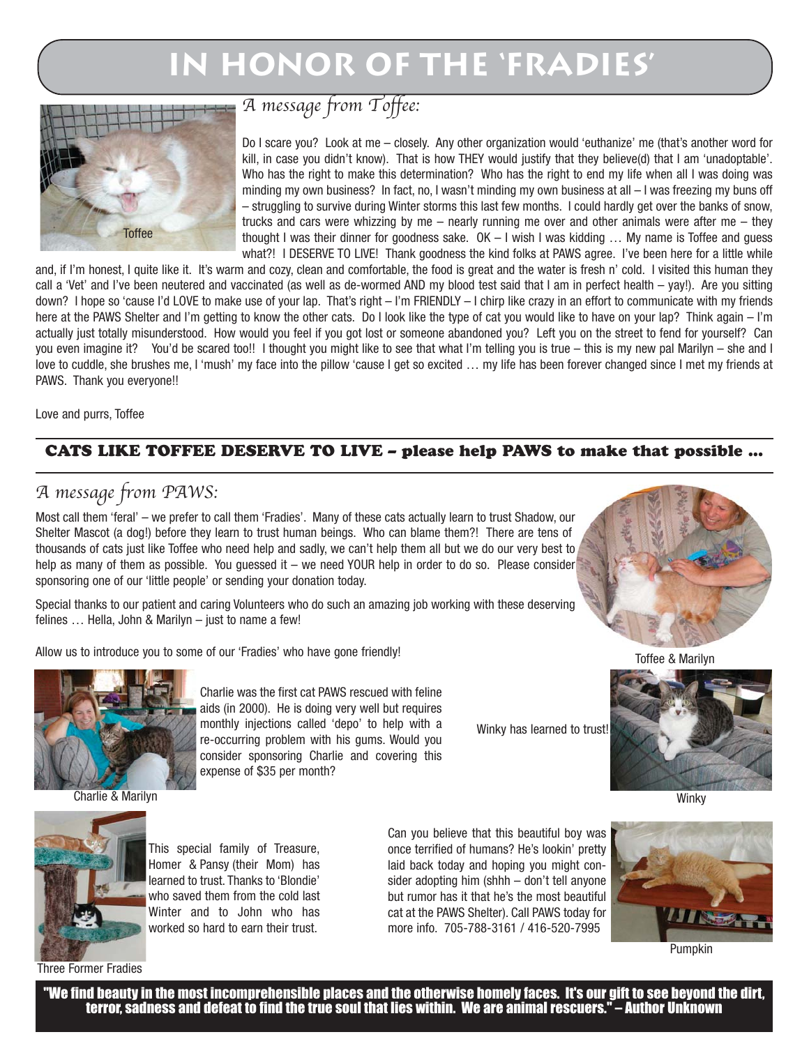# IN HONOR OF THE 'FRADIES'

Toffee

*A message from Toffee:*

Do I scare you? Look at me – closely. Any other organization would 'euthanize' me (that's another word for kill, in case you didn't know). That is how THEY would justify that they believe(d) that I am 'unadoptable'. Who has the right to make this determination? Who has the right to end my life when all I was doing was minding my own business? In fact, no, I wasn't minding my own business at all – I was freezing my buns off – struggling to survive during Winter storms this last few months. I could hardly get over the banks of snow, trucks and cars were whizzing by me – nearly running me over and other animals were after me – they thought I was their dinner for goodness sake. OK – I wish I was kidding … My name is Toffee and guess what?! I DESERVE TO LIVE! Thank goodness the kind folks at PAWS agree. I've been here for a little while and, if I'm honest, I quite like it. It's warm and cozy, clean and comfortable, the food is great and the water is fresh n' cold. I visited this human they call a 'Vet' and I've been neutered and vaccinated (as well as de-wormed AND my blood test said that I am in perfect health – yay!). Are you sitting down? I hope so 'cause I'd LOVE to make use of your lap. That's right – I'm FRIENDLY – I chirp like crazy in an effort to communicate with my friends here at the PAWS Shelter and I'm getting to know the other cats. Do I look like the type of cat you would like to have on your lap? Think again – I'm actually just totally misunderstood. How would you feel if you got lost or someone abandoned you? Left you on the street to fend for yourself? Can you even imagine it? You'd be scared too!! I thought you might like to see that what I'm telling you is true – this is my new pal Marilyn – she and I love to cuddle, she brushes me, I 'mush' my face into the pillow 'cause I get so excited … my life has been forever changed since I met my friends at PAWS. Thank you everyone!!

Love and purrs, Toffee

**CATS LIKE TOFFEE DESERVE TO LIVE – please help PAWS to make that possible …**

*A message from PAWS:*

Most call them 'feral' – we prefer to call them 'Fradies'. Many of these cats actually learn to trust Shadow, our Shelter Mascot (a dog!) before they learn to trust human beings. Who can blame them?! There are tens of thousands of cats just like Toffee who need help and sadly, we can't help them all but we do our very best to help as many of them as possible. You guessed it – we need YOUR help in order to do so. Please consider sponsoring one of our 'little people' or sending your donation today.

Special thanks to our patient and caring Volunteers who do such an amazing job working with these deserving felines … Hella, John & Marilyn – just to name a few!

Toffee & Marilyn

Allow us to introduce you to some of our 'Fradies' who have gone friendly!

Charlie was the first cat PAWS rescued with feline aids (in 2000). He is doing very well but requires monthly injections called 'depo' to help with a re-occurring problem with his gums. Would you consider sponsoring Charlie and covering this expense of $35 per month?

Charlie & Marilyn

Winky has learned to trust!

Winky

This special family of Treasure, Homer & Pansy (their Mom) has learned to trust. Thanks to 'Blondie' who saved them from the cold last Winter and to John who has worked so hard to earn their trust.

Three Former Fradies

Can you believe that this beautiful boy was once terrified of humans? He's lookin' pretty laid back today and hoping you might consider adopting him (shhh – don't tell anyone but rumor has it that he's the most beautiful cat at the PAWS Shelter). Call PAWS today for more info. 705-788-3161 / 416-520-7995

Pumpkin

**"We find beauty in the most incomprehensible places and the otherwise homely faces. It's our gift to see beyond the dirt, terror, sadness and defeat to find the true soul that lies within. We are animal rescuers." – Author Unknown**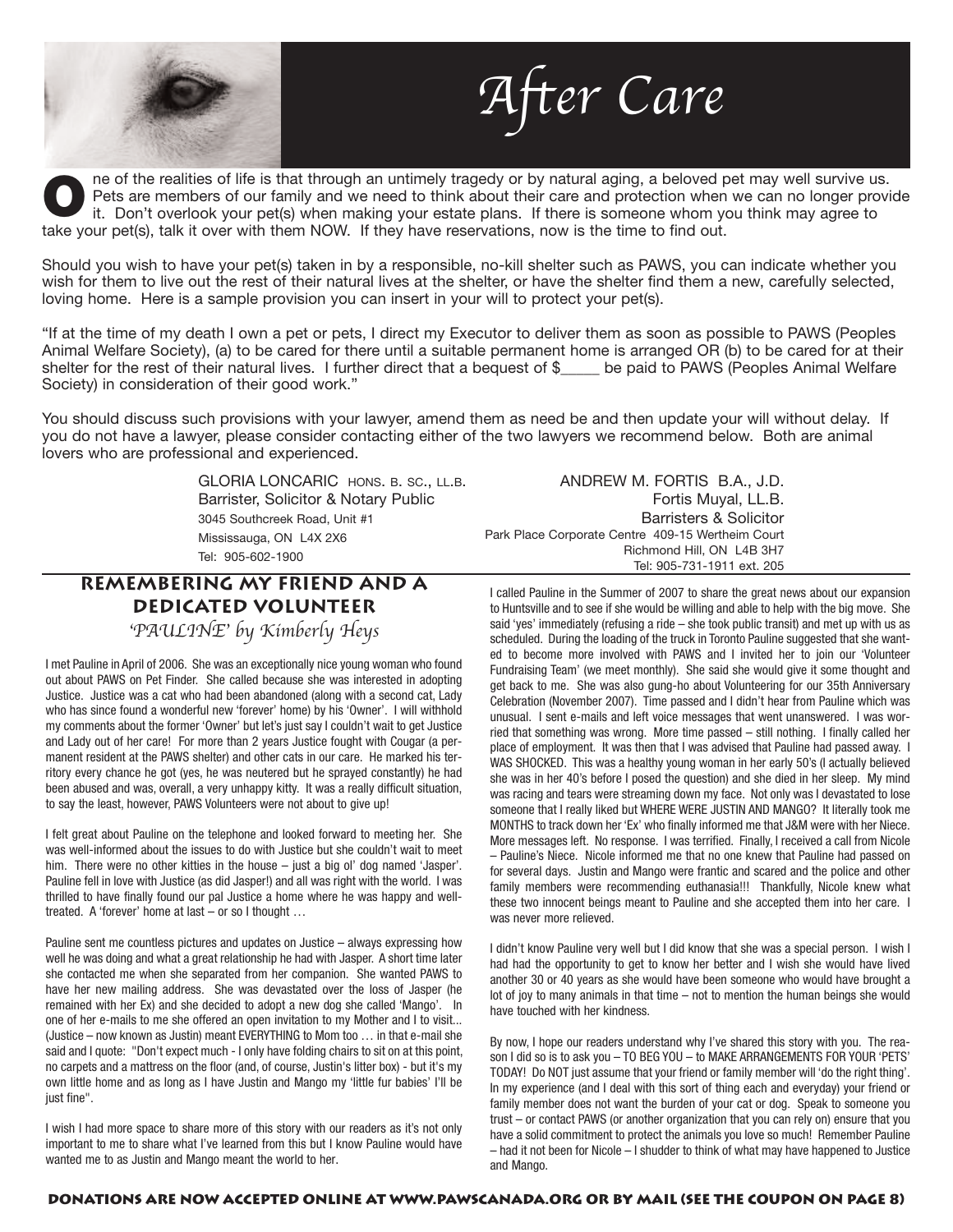# After Care

**O**ne of the realities of life is that through an untimely tragedy or by natural aging, a beloved pet may well survive us. Pets are members of our family and we need to think about their care and protection when we can no longer provide it. Don't overlook your pet(s) when making your estate plans. If there is someone whom you think may agree to take your pet(s), talk it over with them NOW. If they have reservations, now is the time to find out.

Should you wish to have your pet(s) taken in by a responsible, no-kill shelter such as PAWS, you can indicate whether you wish for them to live out the rest of their natural lives at the shelter, or have the shelter find them a new, carefully selected, loving home. Here is a sample provision you can insert in your will to protect your pet(s).

"If at the time of my death I own a pet or pets, I direct my Executor to deliver them as soon as possible to PAWS (Peoples Animal Welfare Society), (a) to be cared for there until a suitable permanent home is arranged OR (b) to be cared for at their shelter for the rest of their natural lives. I further direct that a bequest of $_____ be paid to PAWS (Peoples Animal Welfare Society) in consideration of their good work."

You should discuss such provisions with your lawyer, amend them as need be and then update your will without delay. If you do not have a lawyer, please consider contacting either of the two lawyers we recommend below. Both are animal lovers who are professional and experienced.

GLORIA LONCARIC HONS. B. SC., LL.B.
Barrister, Solicitor & Notary Public
3045 Southcreek Road, Unit #1
Mississauga, ON L4X 2X6
Tel: 905-602-1900

ANDREW M. FORTIS B.A., J.D.
Fortis Muyal, LL.B.
Barristers & Solicitor
Park Place Corporate Centre 409-15 Wertheim Court
Richmond Hill, ON L4B 3H7
Tel: 905-731-1911 ext. 205

## Remembering My Friend and a Dedicated Volunteer

*'PAULINE' by Kimberly Heys*

I met Pauline in April of 2006. She was an exceptionally nice young woman who found out about PAWS on Pet Finder. She called because she was interested in adopting Justice. Justice was a cat who had been abandoned (along with a second cat, Lady who has since found a wonderful new 'forever' home) by his 'Owner'. I will withhold my comments about the former 'Owner' but let's just say I couldn't wait to get Justice and Lady out of her care! For more than 2 years Justice fought with Cougar (a permanent resident at the PAWS shelter) and other cats in our care. He marked his territory every chance he got (yes, he was neutered but he sprayed constantly) he had been abused and was, overall, a very unhappy kitty. It was a really difficult situation, to say the least, however, PAWS Volunteers were not about to give up!

I felt great about Pauline on the telephone and looked forward to meeting her. She was well-informed about the issues to do with Justice but she couldn't wait to meet him. There were no other kitties in the house – just a big ol' dog named 'Jasper'. Pauline fell in love with Justice (as did Jasper!) and all was right with the world. I was thrilled to have finally found our pal Justice a home where he was happy and well-treated. A 'forever' home at last – or so I thought …

Pauline sent me countless pictures and updates on Justice – always expressing how well he was doing and what a great relationship he had with Jasper. A short time later she contacted me when she separated from her companion. She wanted PAWS to have her new mailing address. She was devastated over the loss of Jasper (he remained with her Ex) and she decided to adopt a new dog she called 'Mango'. In one of her e-mails to me she offered an open invitation to my Mother and I to visit... (Justice – now known as Justin) meant EVERYTHING to Mom too … in that e-mail she said and I quote: "Don't expect much - I only have folding chairs to sit on at this point, no carpets and a mattress on the floor (and, of course, Justin's litter box) - but it's my own little home and as long as I have Justin and Mango my 'little fur babies' I'll be just fine".

I wish I had more space to share more of this story with our readers as it's not only important to me to share what I've learned from this but I know Pauline would have wanted me to as Justin and Mango meant the world to her.

I called Pauline in the Summer of 2007 to share the great news about our expansion to Huntsville and to see if she would be willing and able to help with the big move. She said 'yes' immediately (refusing a ride – she took public transit) and met up with us as scheduled. During the loading of the truck in Toronto Pauline suggested that she wanted to become more involved with PAWS and I invited her to join our 'Volunteer Fundraising Team' (we meet monthly). She said she would give it some thought and get back to me. She was also gung-ho about Volunteering for our 35th Anniversary Celebration (November 2007). Time passed and I didn't hear from Pauline which was unusual. I sent e-mails and left voice messages that went unanswered. I was worried that something was wrong. More time passed – still nothing. I finally called her place of employment. It was then that I was advised that Pauline had passed away. I WAS SHOCKED. This was a healthy young woman in her early 50's (I actually believed she was in her 40's before I posed the question) and she died in her sleep. My mind was racing and tears were streaming down my face. Not only was I devastated to lose someone that I really liked but WHERE WERE JUSTIN AND MANGO? It literally took me MONTHS to track down her 'Ex' who finally informed me that J&M were with her Niece. More messages left. No response. I was terrified. Finally, I received a call from Nicole – Pauline's Niece. Nicole informed me that no one knew that Pauline had passed on for several days. Justin and Mango were frantic and scared and the police and other family members were recommending euthanasia!!! Thankfully, Nicole knew what these two innocent beings meant to Pauline and she accepted them into her care. I was never more relieved.

I didn't know Pauline very well but I did know that she was a special person. I wish I had had the opportunity to get to know her better and I wish she would have lived another 30 or 40 years as she would have been someone who would have brought a lot of joy to many animals in that time – not to mention the human beings she would have touched with her kindness.

By now, I hope our readers understand why I've shared this story with you. The reason I did so is to ask you – TO BEG YOU – to MAKE ARRANGEMENTS FOR YOUR 'PETS' TODAY! Do NOT just assume that your friend or family member will 'do the right thing'. In my experience (and I deal with this sort of thing each and everyday) your friend or family member does not want the burden of your cat or dog. Speak to someone you trust – or contact PAWS (or another organization that you can rely on) ensure that you have a solid commitment to protect the animals you love so much! Remember Pauline – had it not been for Nicole – I shudder to think of what may have happened to Justice and Mango.

**DONATIONS ARE NOW ACCEPTED ONLINE AT WWW.PAWSCANADA.ORG OR BY MAIL (SEE THE COUPON ON PAGE 8)**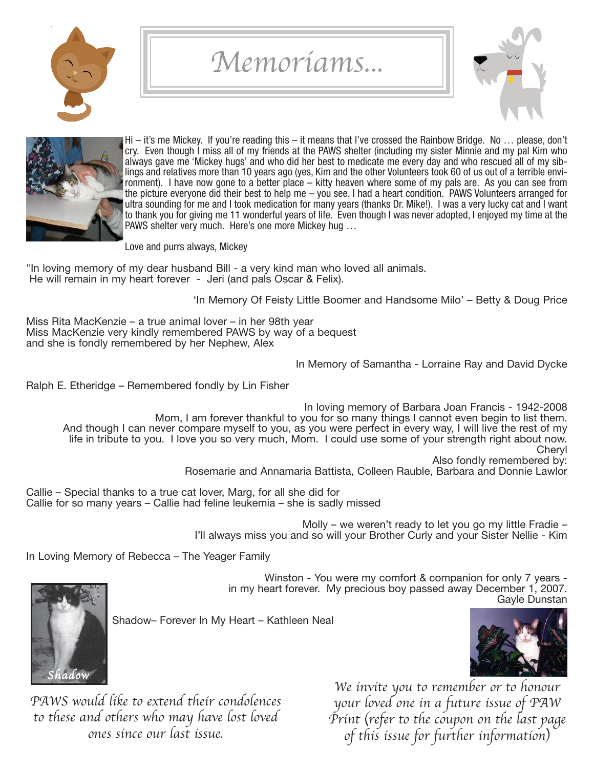# Memoriams...

Hi – it's me Mickey. If you're reading this – it means that I've crossed the Rainbow Bridge. No … please, don't cry. Even though I miss all of my friends at the PAWS shelter (including my sister Minnie and my pal Kim who always gave me 'Mickey hugs' and who did her best to medicate me every day and who rescued all of my siblings and relatives more than 10 years ago (yes, Kim and the other Volunteers took 60 of us out of a terrible environment). I have now gone to a better place – kitty heaven where some of my pals are. As you can see from the picture everyone did their best to help me – you see, I had a heart condition. PAWS Volunteers arranged for ultra sounding for me and I took medication for many years (thanks Dr. Mike!). I was a very lucky cat and I want to thank you for giving me 11 wonderful years of life. Even though I was never adopted, I enjoyed my time at the PAWS shelter very much. Here's one more Mickey hug …

Love and purrs always, Mickey

"In loving memory of my dear husband Bill - a very kind man who loved all animals. He will remain in my heart forever - Jeri (and pals Oscar & Felix).

'In Memory Of Feisty Little Boomer and Handsome Milo' – Betty & Doug Price

Miss Rita MacKenzie – a true animal lover – in her 98th year
Miss MacKenzie very kindly remembered PAWS by way of a bequest and she is fondly remembered by her Nephew, Alex

In Memory of Samantha - Lorraine Ray and David Dycke

Ralph E. Etheridge – Remembered fondly by Lin Fisher

In loving memory of Barbara Joan Francis - 1942-2008
Mom, I am forever thankful to you for so many things I cannot even begin to list them. And though I can never compare myself to you, as you were perfect in every way, I will live the rest of my life in tribute to you. I love you so very much, Mom. I could use some of your strength right about now.
Cheryl
Also fondly remembered by:
Rosemarie and Annamaria Battista, Colleen Rauble, Barbara and Donnie Lawlor

Callie – Special thanks to a true cat lover, Marg, for all she did for Callie for so many years – Callie had feline leukemia – she is sadly missed

Molly – we weren't ready to let you go my little Fradie – I'll always miss you and so will your Brother Curly and your Sister Nellie - Kim

In Loving Memory of Rebecca – The Yeager Family

Winston - You were my comfort & companion for only 7 years - in my heart forever. My precious boy passed away December 1, 2007.
Gayle Dunstan

Shadow

Shadow– Forever In My Heart – Kathleen Neal

*PAWS would like to extend their condolences to these and others who may have lost loved ones since our last issue.*

*We invite you to remember or to honour your loved one in a future issue of PAW Print (refer to the coupon on the last page of this issue for further information)*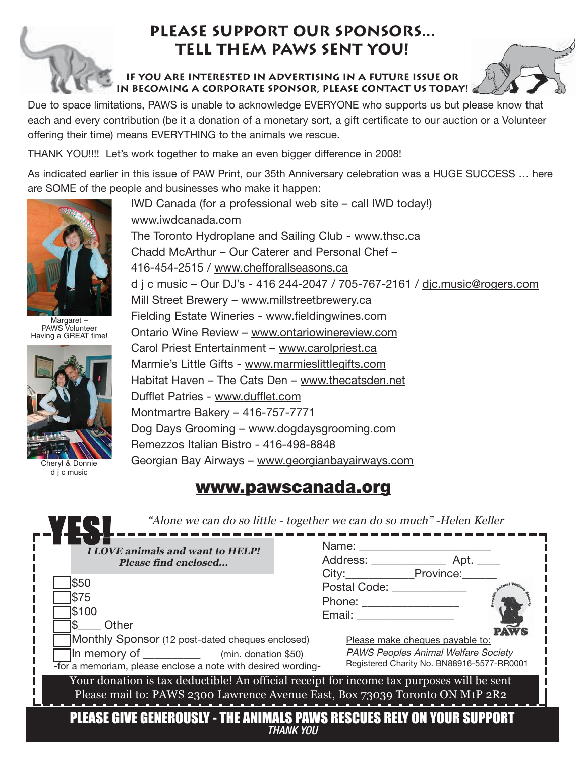# PLEASE SUPPORT OUR SPONSORS... TELL THEM PAWS SENT YOU!

### IF YOU ARE INTERESTED IN ADVERTISING IN A FUTURE ISSUE OR IN BECOMING A CORPORATE SPONSOR, PLEASE CONTACT US TODAY!

Due to space limitations, PAWS is unable to acknowledge EVERYONE who supports us but please know that each and every contribution (be it a donation of a monetary sort, a gift certificate to our auction or a Volunteer offering their time) means EVERYTHING to the animals we rescue.

THANK YOU!!!! Let's work together to make an even bigger difference in 2008!

As indicated earlier in this issue of PAW Print, our 35th Anniversary celebration was a HUGE SUCCESS … here are SOME of the people and businesses who make it happen:

Margaret – PAWS Volunteer Having a GREAT time!

Cheryl & Donnie d j c music

IWD Canada (for a professional web site – call IWD today!) www.iwdcanada.com
The Toronto Hydroplane and Sailing Club - www.thsc.ca
Chadd McArthur – Our Caterer and Personal Chef – 416-454-2515 / www.chefforallseasons.ca
d j c music – Our DJ's - 416 244-2047 / 705-767-2161 / djc.music@rogers.com
Mill Street Brewery – www.millstreetbrewery.ca
Fielding Estate Wineries - www.fieldingwines.com
Ontario Wine Review – www.ontariowinereview.com
Carol Priest Entertainment – www.carolpriest.ca
Marmie's Little Gifts - www.marmieslittlegifts.com
Habitat Haven – The Cats Den – www.thecatsden.net
Dufflet Patries - www.dufflet.com
Montmartre Bakery – 416-757-7771
Dog Days Grooming – www.dogdaysgrooming.com
Remezzos Italian Bistro - 416-498-8848
Georgian Bay Airways – www.georgianbayairways.com

## www.pawscanada.org

# YES!

*"Alone we can do so little - together we can do so much" -Helen Keller*

***I LOVE animals and want to HELP! Please find enclosed...***

- [ ] $50
- [ ] $75
- [ ] $100
- [ ] $____ Other
- [ ] Monthly Sponsor (12 post-dated cheques enclosed)
- [ ] In memory of _________ (min. donation $50)

-for a memoriam, please enclose a note with desired wording-

Name: ____________________
Address: ____________ Apt. ____
City:__________Province:_____
Postal Code: ___________
Phone: _______________
Email: _______________

Please make cheques payable to:
*PAWS Peoples Animal Welfare Society*
Registered Charity No. BN88916-5577-RR0001

Your donation is tax deductible! An official receipt for income tax purposes will be sent
Please mail to: PAWS 2300 Lawrence Avenue East, Box 73039 Toronto ON M1P 2R2

**PLEASE GIVE GENEROUSLY - THE ANIMALS PAWS RESCUES RELY ON YOUR SUPPORT**
*THANK YOU*